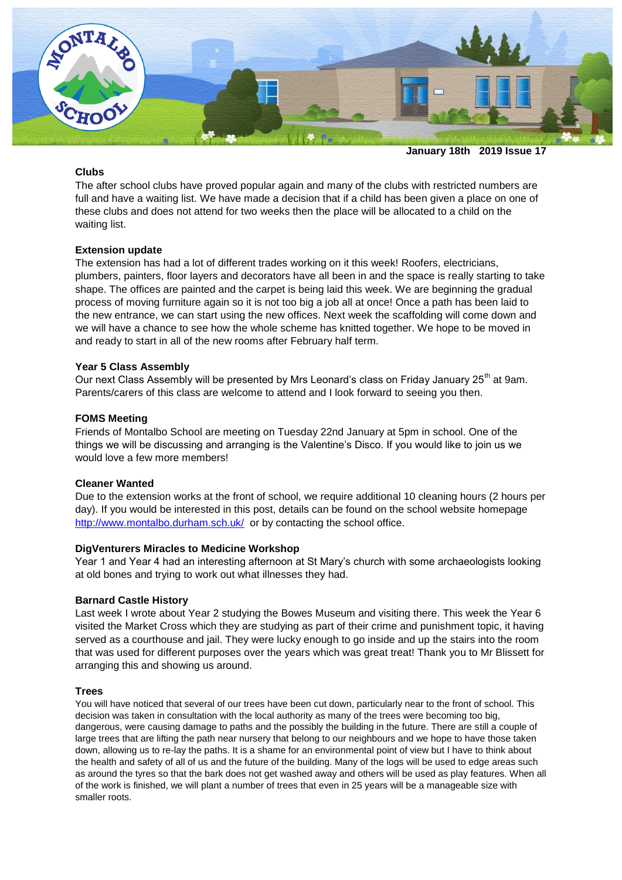January 18th 2019 Issue 17

**Clubs**

The after school clubs have proved popular again and many of the clubs with restricted numbers are full and have a waiting list. We have made a decision that if a child has been given a place on one of these clubs and does not attend for two weeks then the place will be allocated to a child on the waiting list.

**Extension update**

The extension has had a lot of different trades working on it this week! Roofers, electricians, plumbers, painters, floor layers and decorators have all been in and the space is really starting to take shape. The offices are painted and the carpet is being laid this week. We are beginning the gradual process of moving furniture again so it is not too big a job all at once! Once a path has been laid to the new entrance, we can start using the new offices. Next week the scaffolding will come down and we will have a chance to see how the whole scheme has knitted together. We hope to be moved in and ready to start in all of the new rooms after February half term.

**Year 5 Class Assembly**

Our next Class Assembly will be presented by Mrs Leonard's class on Friday January 25th at 9am. Parents/carers of this class are welcome to attend and I look forward to seeing you then.

**FOMS Meeting**

Friends of Montalbo School are meeting on Tuesday 22nd January at 5pm in school. One of the things we will be discussing and arranging is the Valentine's Disco. If you would like to join us we would love a few more members!

**Cleaner Wanted**

Due to the extension works at the front of school, we require additional 10 cleaning hours (2 hours per day). If you would be interested in this post, details can be found on the school website homepage http://www.montalbo.durham.sch.uk/ or by contacting the school office.

**DigVenturers Miracles to Medicine Workshop**

Year 1 and Year 4 had an interesting afternoon at St Mary's church with some archaeologists looking at old bones and trying to work out what illnesses they had.

**Barnard Castle History**

Last week I wrote about Year 2 studying the Bowes Museum and visiting there. This week the Year 6 visited the Market Cross which they are studying as part of their crime and punishment topic, it having served as a courthouse and jail. They were lucky enough to go inside and up the stairs into the room that was used for different purposes over the years which was great treat! Thank you to Mr Blissett for arranging this and showing us around.

**Trees**

You will have noticed that several of our trees have been cut down, particularly near to the front of school. This decision was taken in consultation with the local authority as many of the trees were becoming too big, dangerous, were causing damage to paths and the possibly the building in the future. There are still a couple of large trees that are lifting the path near nursery that belong to our neighbours and we hope to have those taken down, allowing us to re-lay the paths. It is a shame for an environmental point of view but I have to think about the health and safety of all of us and the future of the building. Many of the logs will be used to edge areas such as around the tyres so that the bark does not get washed away and others will be used as play features. When all of the work is finished, we will plant a number of trees that even in 25 years will be a manageable size with smaller roots.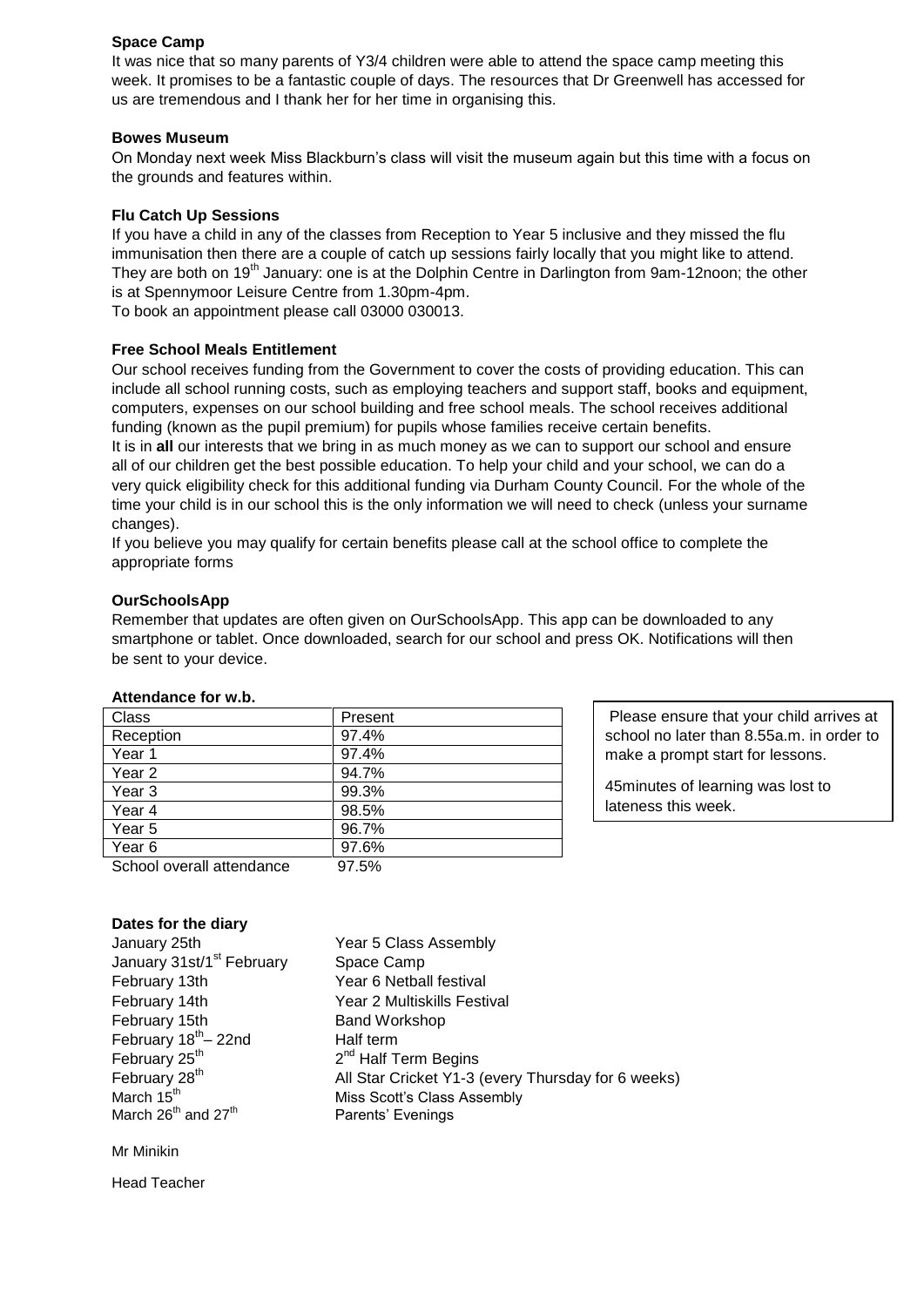**Space Camp**

It was nice that so many parents of Y3/4 children were able to attend the space camp meeting this week. It promises to be a fantastic couple of days. The resources that Dr Greenwell has accessed for us are tremendous and I thank her for her time in organising this.

**Bowes Museum**

On Monday next week Miss Blackburn's class will visit the museum again but this time with a focus on the grounds and features within.

**Flu Catch Up Sessions**

If you have a child in any of the classes from Reception to Year 5 inclusive and they missed the flu immunisation then there are a couple of catch up sessions fairly locally that you might like to attend. They are both on 19th January: one is at the Dolphin Centre in Darlington from 9am-12noon; the other is at Spennymoor Leisure Centre from 1.30pm-4pm.

To book an appointment please call 03000 030013.

**Free School Meals Entitlement**

Our school receives funding from the Government to cover the costs of providing education. This can include all school running costs, such as employing teachers and support staff, books and equipment, computers, expenses on our school building and free school meals. The school receives additional funding (known as the pupil premium) for pupils whose families receive certain benefits.

It is in **all** our interests that we bring in as much money as we can to support our school and ensure all of our children get the best possible education. To help your child and your school, we can do a very quick eligibility check for this additional funding via Durham County Council. For the whole of the time your child is in our school this is the only information we will need to check (unless your surname changes).

If you believe you may qualify for certain benefits please call at the school office to complete the appropriate forms

**OurSchoolsApp**

Remember that updates are often given on OurSchoolsApp. This app can be downloaded to any smartphone or tablet. Once downloaded, search for our school and press OK. Notifications will then be sent to your device.

**Attendance for w.b.**

| Class | Present |
|---|---|
| Reception | 97.4% |
| Year 1 | 97.4% |
| Year 2 | 94.7% |
| Year 3 | 99.3% |
| Year 4 | 98.5% |
| Year 5 | 96.7% |
| Year 6 | 97.6% |
| School overall attendance | 97.5% |

Please ensure that your child arrives at school no later than 8.55a.m. in order to make a prompt start for lessons.

45minutes of learning was lost to lateness this week.

**Dates for the diary**

| | |
|---|---|
| January 25th | Year 5 Class Assembly |
| January 31st/1st February | Space Camp |
| February 13th | Year 6 Netball festival |
| February 14th | Year 2 Multiskills Festival |
| February 15th | Band Workshop |
| February 18th– 22nd | Half term |
| February 25th | 2nd Half Term Begins |
| February 28th | All Star Cricket Y1-3 (every Thursday for 6 weeks) |
| March 15th | Miss Scott's Class Assembly |
| March 26th and 27th | Parents' Evenings |

Mr Minikin

Head Teacher